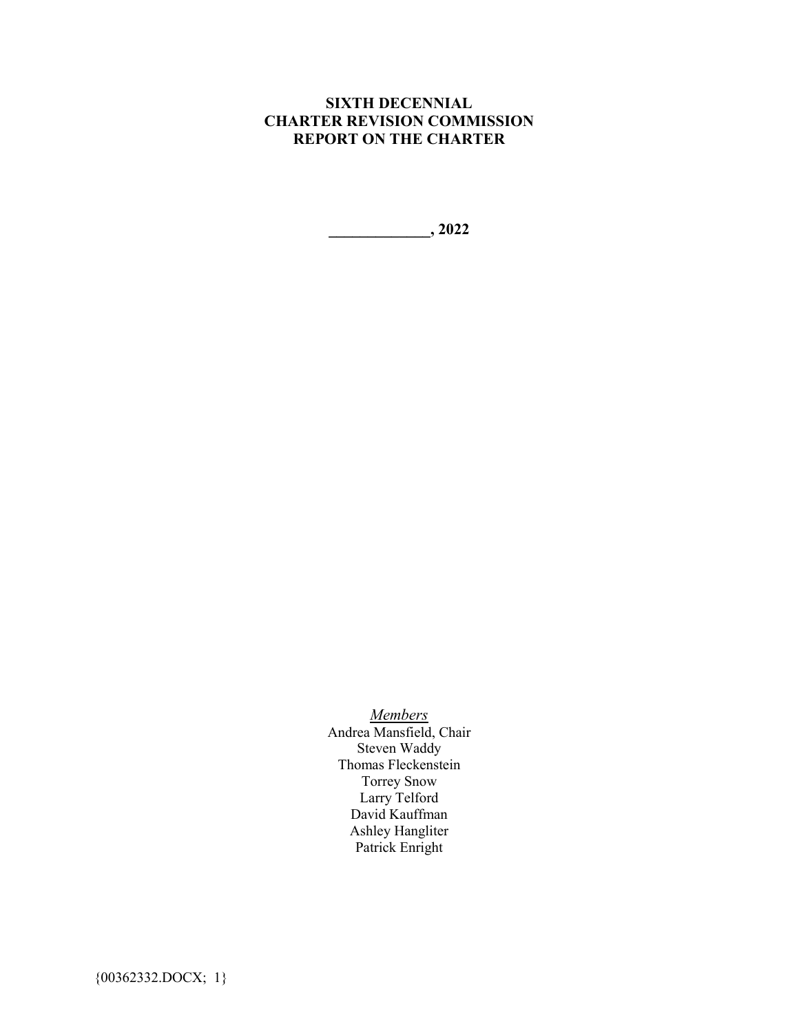# SIXTH DECENNIAL CHARTER REVISION COMMISSION REPORT ON THE CHARTER

**_____________, 2022**

*Members*

Andrea Mansfield, Chair
Steven Waddy
Thomas Fleckenstein
Torrey Snow
Larry Telford
David Kauffman
Ashley Hangliter
Patrick Enright

{00362332.DOCX; 1}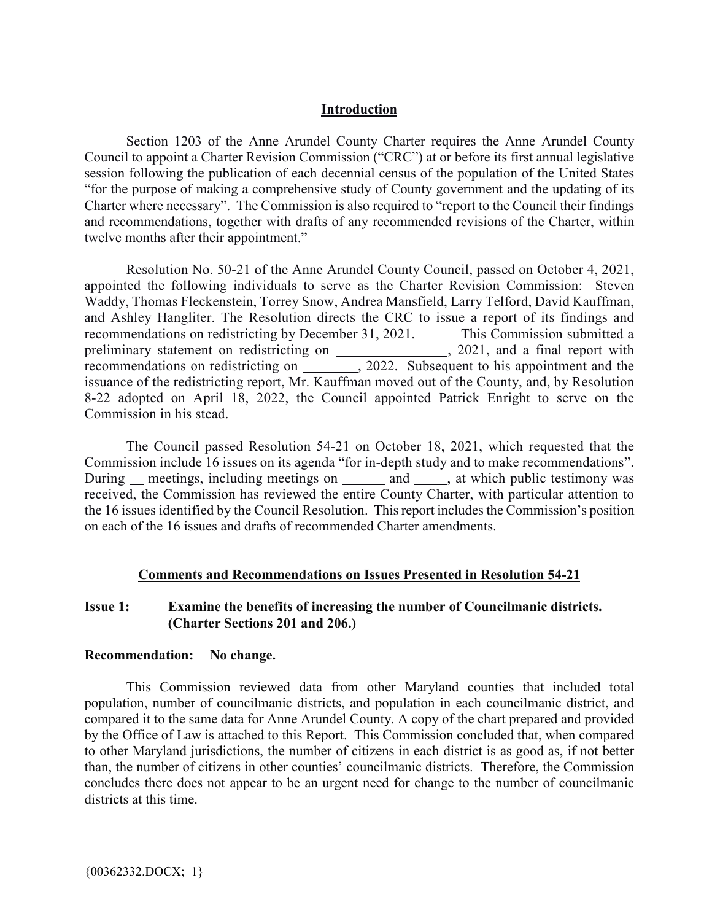## Introduction

Section 1203 of the Anne Arundel County Charter requires the Anne Arundel County Council to appoint a Charter Revision Commission ("CRC") at or before its first annual legislative session following the publication of each decennial census of the population of the United States "for the purpose of making a comprehensive study of County government and the updating of its Charter where necessary". The Commission is also required to "report to the Council their findings and recommendations, together with drafts of any recommended revisions of the Charter, within twelve months after their appointment."

Resolution No. 50-21 of the Anne Arundel County Council, passed on October 4, 2021, appointed the following individuals to serve as the Charter Revision Commission: Steven Waddy, Thomas Fleckenstein, Torrey Snow, Andrea Mansfield, Larry Telford, David Kauffman, and Ashley Hangliter. The Resolution directs the CRC to issue a report of its findings and recommendations on redistricting by December 31, 2021. This Commission submitted a preliminary statement on redistricting on ________________, 2021, and a final report with recommendations on redistricting on ________, 2022. Subsequent to his appointment and the issuance of the redistricting report, Mr. Kauffman moved out of the County, and, by Resolution 8-22 adopted on April 18, 2022, the Council appointed Patrick Enright to serve on the Commission in his stead.

The Council passed Resolution 54-21 on October 18, 2021, which requested that the Commission include 16 issues on its agenda "for in-depth study and to make recommendations". During __ meetings, including meetings on ______ and _____, at which public testimony was received, the Commission has reviewed the entire County Charter, with particular attention to the 16 issues identified by the Council Resolution. This report includes the Commission's position on each of the 16 issues and drafts of recommended Charter amendments.

## Comments and Recommendations on Issues Presented in Resolution 54-21

### Issue 1: Examine the benefits of increasing the number of Councilmanic districts. (Charter Sections 201 and 206.)

**Recommendation: No change.**

This Commission reviewed data from other Maryland counties that included total population, number of councilmanic districts, and population in each councilmanic district, and compared it to the same data for Anne Arundel County. A copy of the chart prepared and provided by the Office of Law is attached to this Report. This Commission concluded that, when compared to other Maryland jurisdictions, the number of citizens in each district is as good as, if not better than, the number of citizens in other counties' councilmanic districts. Therefore, the Commission concludes there does not appear to be an urgent need for change to the number of councilmanic districts at this time.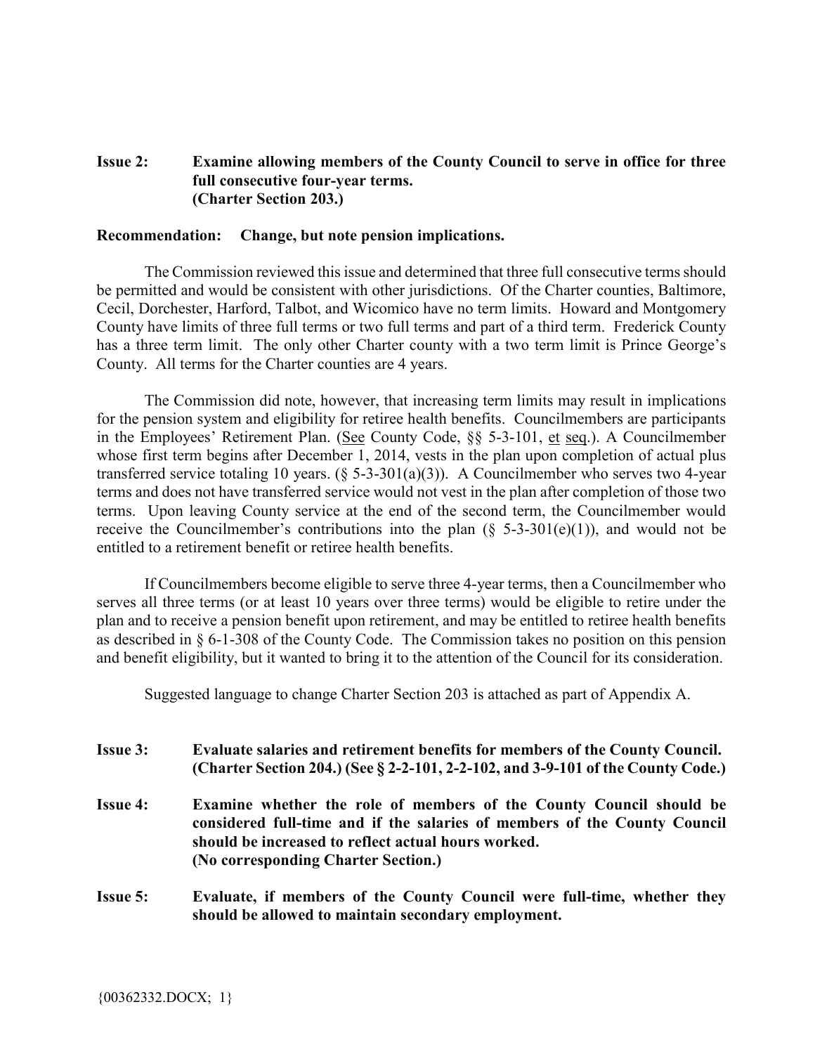**Issue 2: Examine allowing members of the County Council to serve in office for three full consecutive four-year terms. (Charter Section 203.)**

**Recommendation: Change, but note pension implications.**

The Commission reviewed this issue and determined that three full consecutive terms should be permitted and would be consistent with other jurisdictions. Of the Charter counties, Baltimore, Cecil, Dorchester, Harford, Talbot, and Wicomico have no term limits. Howard and Montgomery County have limits of three full terms or two full terms and part of a third term. Frederick County has a three term limit. The only other Charter county with a two term limit is Prince George's County. All terms for the Charter counties are 4 years.

The Commission did note, however, that increasing term limits may result in implications for the pension system and eligibility for retiree health benefits. Councilmembers are participants in the Employees' Retirement Plan. (See County Code, §§ 5-3-101, et seq.). A Councilmember whose first term begins after December 1, 2014, vests in the plan upon completion of actual plus transferred service totaling 10 years. (§ 5-3-301(a)(3)). A Councilmember who serves two 4-year terms and does not have transferred service would not vest in the plan after completion of those two terms. Upon leaving County service at the end of the second term, the Councilmember would receive the Councilmember's contributions into the plan (§ 5-3-301(e)(1)), and would not be entitled to a retirement benefit or retiree health benefits.

If Councilmembers become eligible to serve three 4-year terms, then a Councilmember who serves all three terms (or at least 10 years over three terms) would be eligible to retire under the plan and to receive a pension benefit upon retirement, and may be entitled to retiree health benefits as described in § 6-1-308 of the County Code. The Commission takes no position on this pension and benefit eligibility, but it wanted to bring it to the attention of the Council for its consideration.

Suggested language to change Charter Section 203 is attached as part of Appendix A.

**Issue 3: Evaluate salaries and retirement benefits for members of the County Council. (Charter Section 204.) (See § 2-2-101, 2-2-102, and 3-9-101 of the County Code.)**

**Issue 4: Examine whether the role of members of the County Council should be considered full-time and if the salaries of members of the County Council should be increased to reflect actual hours worked. (No corresponding Charter Section.)**

**Issue 5: Evaluate, if members of the County Council were full-time, whether they should be allowed to maintain secondary employment.**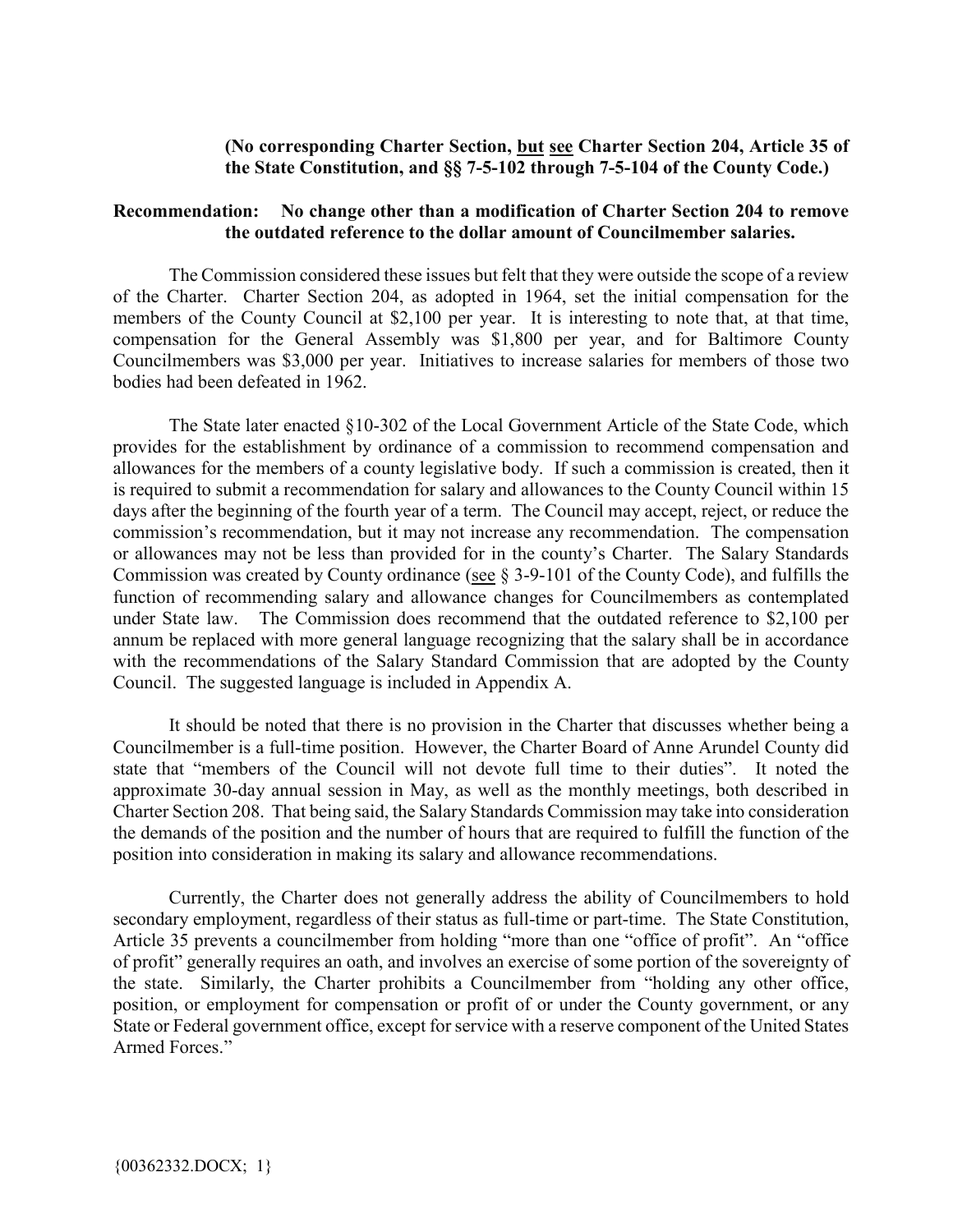**(No corresponding Charter Section, <u>but</u> <u>see</u> Charter Section 204, Article 35 of the State Constitution, and §§ 7-5-102 through 7-5-104 of the County Code.)**

**Recommendation: No change other than a modification of Charter Section 204 to remove the outdated reference to the dollar amount of Councilmember salaries.**

The Commission considered these issues but felt that they were outside the scope of a review of the Charter. Charter Section 204, as adopted in 1964, set the initial compensation for the members of the County Council at $2,100 per year. It is interesting to note that, at that time, compensation for the General Assembly was $1,800 per year, and for Baltimore County Councilmembers was $3,000 per year. Initiatives to increase salaries for members of those two bodies had been defeated in 1962.

The State later enacted §10-302 of the Local Government Article of the State Code, which provides for the establishment by ordinance of a commission to recommend compensation and allowances for the members of a county legislative body. If such a commission is created, then it is required to submit a recommendation for salary and allowances to the County Council within 15 days after the beginning of the fourth year of a term. The Council may accept, reject, or reduce the commission's recommendation, but it may not increase any recommendation. The compensation or allowances may not be less than provided for in the county's Charter. The Salary Standards Commission was created by County ordinance (<u>see</u> § 3-9-101 of the County Code), and fulfills the function of recommending salary and allowance changes for Councilmembers as contemplated under State law. The Commission does recommend that the outdated reference to $2,100 per annum be replaced with more general language recognizing that the salary shall be in accordance with the recommendations of the Salary Standard Commission that are adopted by the County Council. The suggested language is included in Appendix A.

It should be noted that there is no provision in the Charter that discusses whether being a Councilmember is a full-time position. However, the Charter Board of Anne Arundel County did state that "members of the Council will not devote full time to their duties". It noted the approximate 30-day annual session in May, as well as the monthly meetings, both described in Charter Section 208. That being said, the Salary Standards Commission may take into consideration the demands of the position and the number of hours that are required to fulfill the function of the position into consideration in making its salary and allowance recommendations.

Currently, the Charter does not generally address the ability of Councilmembers to hold secondary employment, regardless of their status as full-time or part-time. The State Constitution, Article 35 prevents a councilmember from holding "more than one "office of profit". An "office of profit" generally requires an oath, and involves an exercise of some portion of the sovereignty of the state. Similarly, the Charter prohibits a Councilmember from "holding any other office, position, or employment for compensation or profit of or under the County government, or any State or Federal government office, except for service with a reserve component of the United States Armed Forces."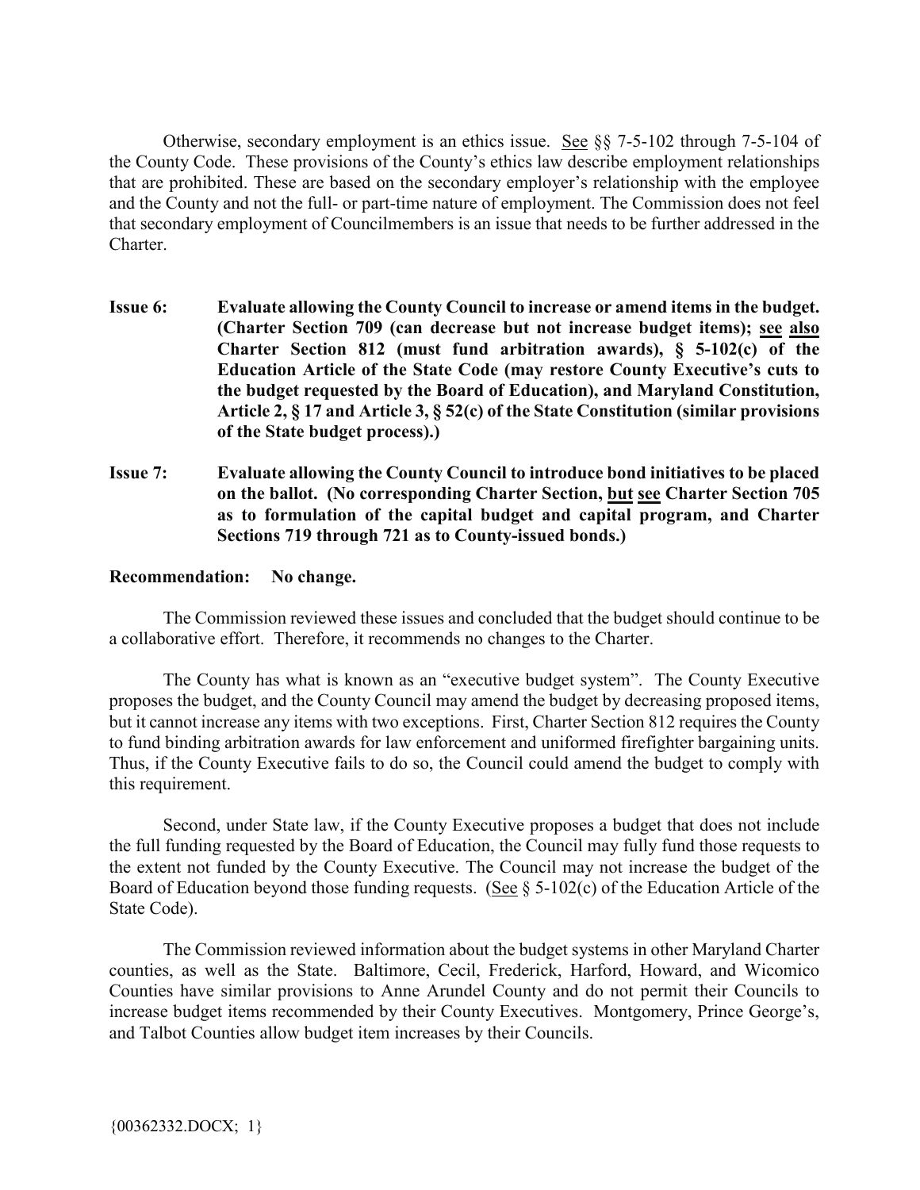Otherwise, secondary employment is an ethics issue. See §§ 7-5-102 through 7-5-104 of the County Code. These provisions of the County's ethics law describe employment relationships that are prohibited. These are based on the secondary employer's relationship with the employee and the County and not the full- or part-time nature of employment. The Commission does not feel that secondary employment of Councilmembers is an issue that needs to be further addressed in the Charter.

**Issue 6: Evaluate allowing the County Council to increase or amend items in the budget. (Charter Section 709 (can decrease but not increase budget items); see also Charter Section 812 (must fund arbitration awards), § 5-102(c) of the Education Article of the State Code (may restore County Executive's cuts to the budget requested by the Board of Education), and Maryland Constitution, Article 2, § 17 and Article 3, § 52(c) of the State Constitution (similar provisions of the State budget process).)**

**Issue 7: Evaluate allowing the County Council to introduce bond initiatives to be placed on the ballot. (No corresponding Charter Section, but see Charter Section 705 as to formulation of the capital budget and capital program, and Charter Sections 719 through 721 as to County-issued bonds.)**

**Recommendation: No change.**

The Commission reviewed these issues and concluded that the budget should continue to be a collaborative effort. Therefore, it recommends no changes to the Charter.

The County has what is known as an "executive budget system". The County Executive proposes the budget, and the County Council may amend the budget by decreasing proposed items, but it cannot increase any items with two exceptions. First, Charter Section 812 requires the County to fund binding arbitration awards for law enforcement and uniformed firefighter bargaining units. Thus, if the County Executive fails to do so, the Council could amend the budget to comply with this requirement.

Second, under State law, if the County Executive proposes a budget that does not include the full funding requested by the Board of Education, the Council may fully fund those requests to the extent not funded by the County Executive. The Council may not increase the budget of the Board of Education beyond those funding requests. (See § 5-102(c) of the Education Article of the State Code).

The Commission reviewed information about the budget systems in other Maryland Charter counties, as well as the State. Baltimore, Cecil, Frederick, Harford, Howard, and Wicomico Counties have similar provisions to Anne Arundel County and do not permit their Councils to increase budget items recommended by their County Executives. Montgomery, Prince George's, and Talbot Counties allow budget item increases by their Councils.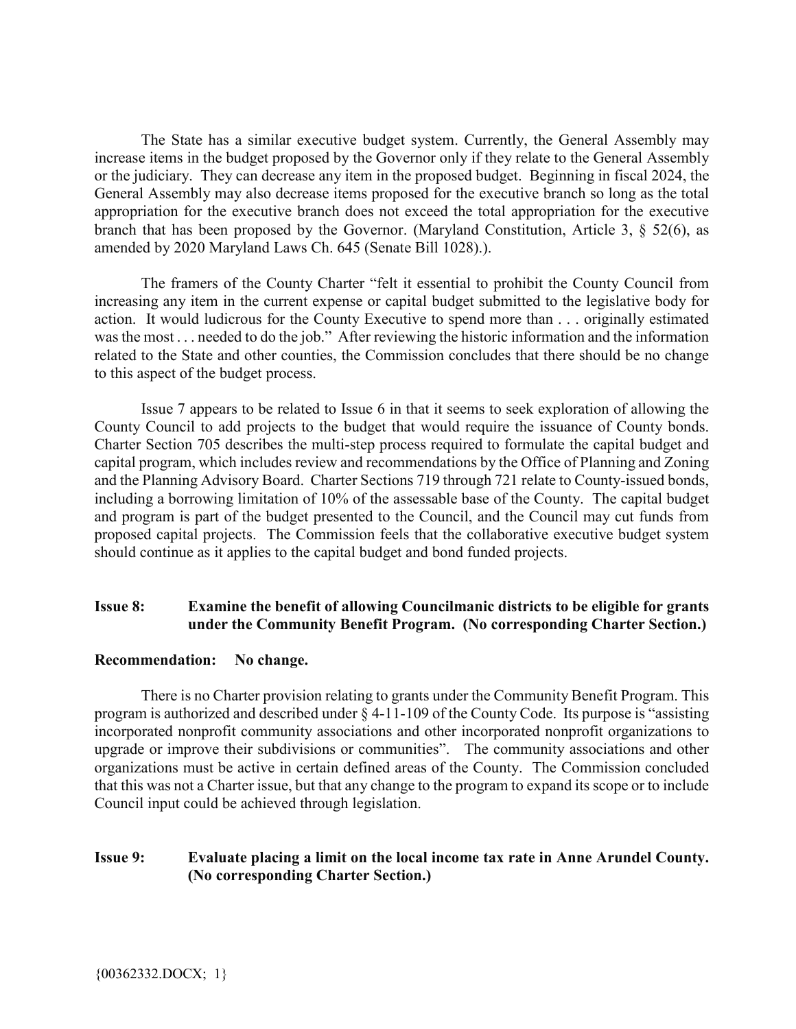The State has a similar executive budget system. Currently, the General Assembly may increase items in the budget proposed by the Governor only if they relate to the General Assembly or the judiciary. They can decrease any item in the proposed budget. Beginning in fiscal 2024, the General Assembly may also decrease items proposed for the executive branch so long as the total appropriation for the executive branch does not exceed the total appropriation for the executive branch that has been proposed by the Governor. (Maryland Constitution, Article 3, § 52(6), as amended by 2020 Maryland Laws Ch. 645 (Senate Bill 1028).).

The framers of the County Charter "felt it essential to prohibit the County Council from increasing any item in the current expense or capital budget submitted to the legislative body for action. It would ludicrous for the County Executive to spend more than . . . originally estimated was the most . . . needed to do the job." After reviewing the historic information and the information related to the State and other counties, the Commission concludes that there should be no change to this aspect of the budget process.

Issue 7 appears to be related to Issue 6 in that it seems to seek exploration of allowing the County Council to add projects to the budget that would require the issuance of County bonds. Charter Section 705 describes the multi-step process required to formulate the capital budget and capital program, which includes review and recommendations by the Office of Planning and Zoning and the Planning Advisory Board. Charter Sections 719 through 721 relate to County-issued bonds, including a borrowing limitation of 10% of the assessable base of the County. The capital budget and program is part of the budget presented to the Council, and the Council may cut funds from proposed capital projects. The Commission feels that the collaborative executive budget system should continue as it applies to the capital budget and bond funded projects.

**Issue 8: Examine the benefit of allowing Councilmanic districts to be eligible for grants under the Community Benefit Program. (No corresponding Charter Section.)**

**Recommendation: No change.**

There is no Charter provision relating to grants under the Community Benefit Program. This program is authorized and described under § 4-11-109 of the County Code. Its purpose is "assisting incorporated nonprofit community associations and other incorporated nonprofit organizations to upgrade or improve their subdivisions or communities". The community associations and other organizations must be active in certain defined areas of the County. The Commission concluded that this was not a Charter issue, but that any change to the program to expand its scope or to include Council input could be achieved through legislation.

**Issue 9: Evaluate placing a limit on the local income tax rate in Anne Arundel County. (No corresponding Charter Section.)**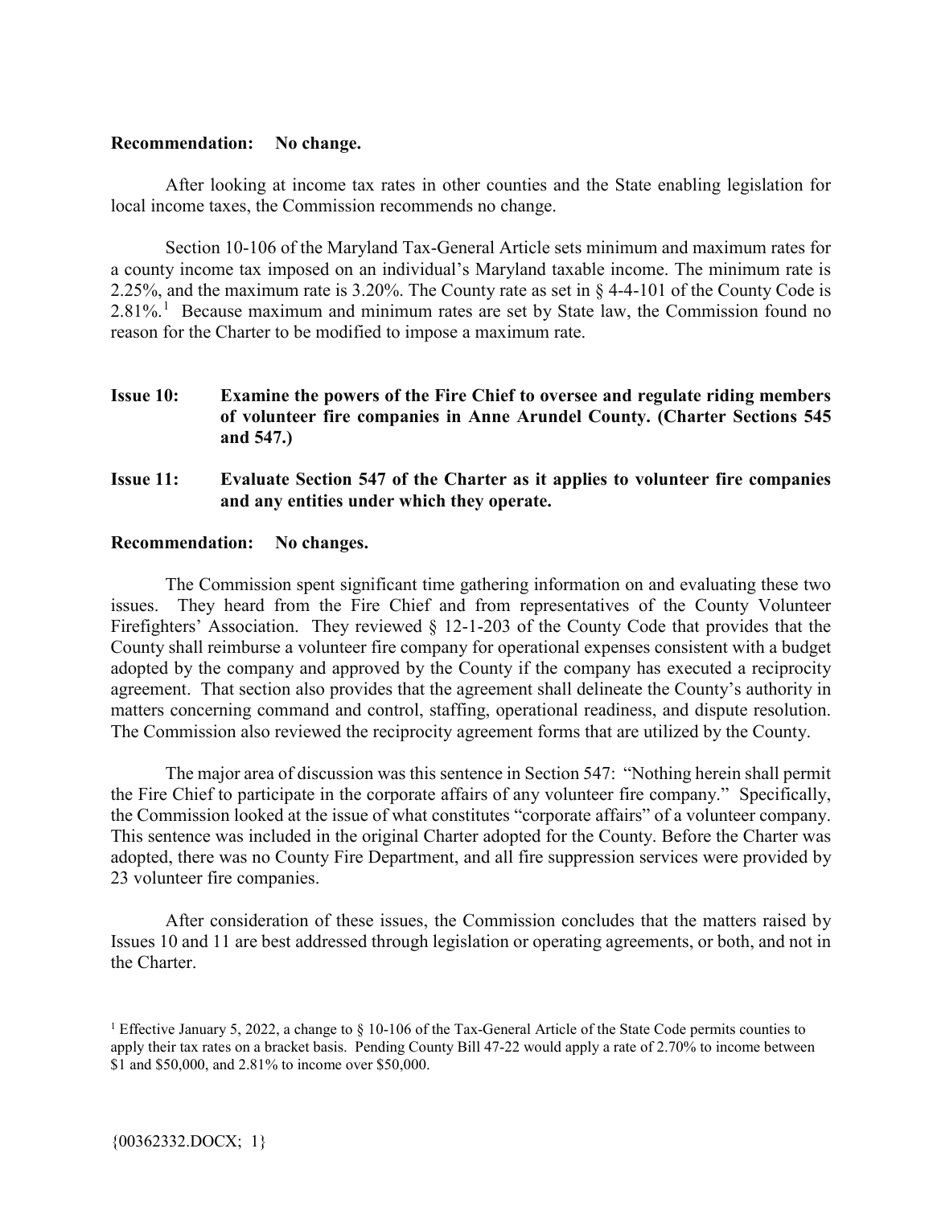**Recommendation: No change.**

After looking at income tax rates in other counties and the State enabling legislation for local income taxes, the Commission recommends no change.

Section 10-106 of the Maryland Tax-General Article sets minimum and maximum rates for a county income tax imposed on an individual's Maryland taxable income. The minimum rate is 2.25%, and the maximum rate is 3.20%. The County rate as set in § 4-4-101 of the County Code is 2.81%.[1] Because maximum and minimum rates are set by State law, the Commission found no reason for the Charter to be modified to impose a maximum rate.

**Issue 10: Examine the powers of the Fire Chief to oversee and regulate riding members of volunteer fire companies in Anne Arundel County. (Charter Sections 545 and 547.)**

**Issue 11: Evaluate Section 547 of the Charter as it applies to volunteer fire companies and any entities under which they operate.**

**Recommendation: No changes.**

The Commission spent significant time gathering information on and evaluating these two issues. They heard from the Fire Chief and from representatives of the County Volunteer Firefighters' Association. They reviewed § 12-1-203 of the County Code that provides that the County shall reimburse a volunteer fire company for operational expenses consistent with a budget adopted by the company and approved by the County if the company has executed a reciprocity agreement. That section also provides that the agreement shall delineate the County's authority in matters concerning command and control, staffing, operational readiness, and dispute resolution. The Commission also reviewed the reciprocity agreement forms that are utilized by the County.

The major area of discussion was this sentence in Section 547: "Nothing herein shall permit the Fire Chief to participate in the corporate affairs of any volunteer fire company." Specifically, the Commission looked at the issue of what constitutes "corporate affairs" of a volunteer company. This sentence was included in the original Charter adopted for the County. Before the Charter was adopted, there was no County Fire Department, and all fire suppression services were provided by 23 volunteer fire companies.

After consideration of these issues, the Commission concludes that the matters raised by Issues 10 and 11 are best addressed through legislation or operating agreements, or both, and not in the Charter.

[1] Effective January 5, 2022, a change to § 10-106 of the Tax-General Article of the State Code permits counties to apply their tax rates on a bracket basis. Pending County Bill 47-22 would apply a rate of 2.70% to income between $1 and $50,000, and 2.81% to income over $50,000.

{00362332.DOCX; 1}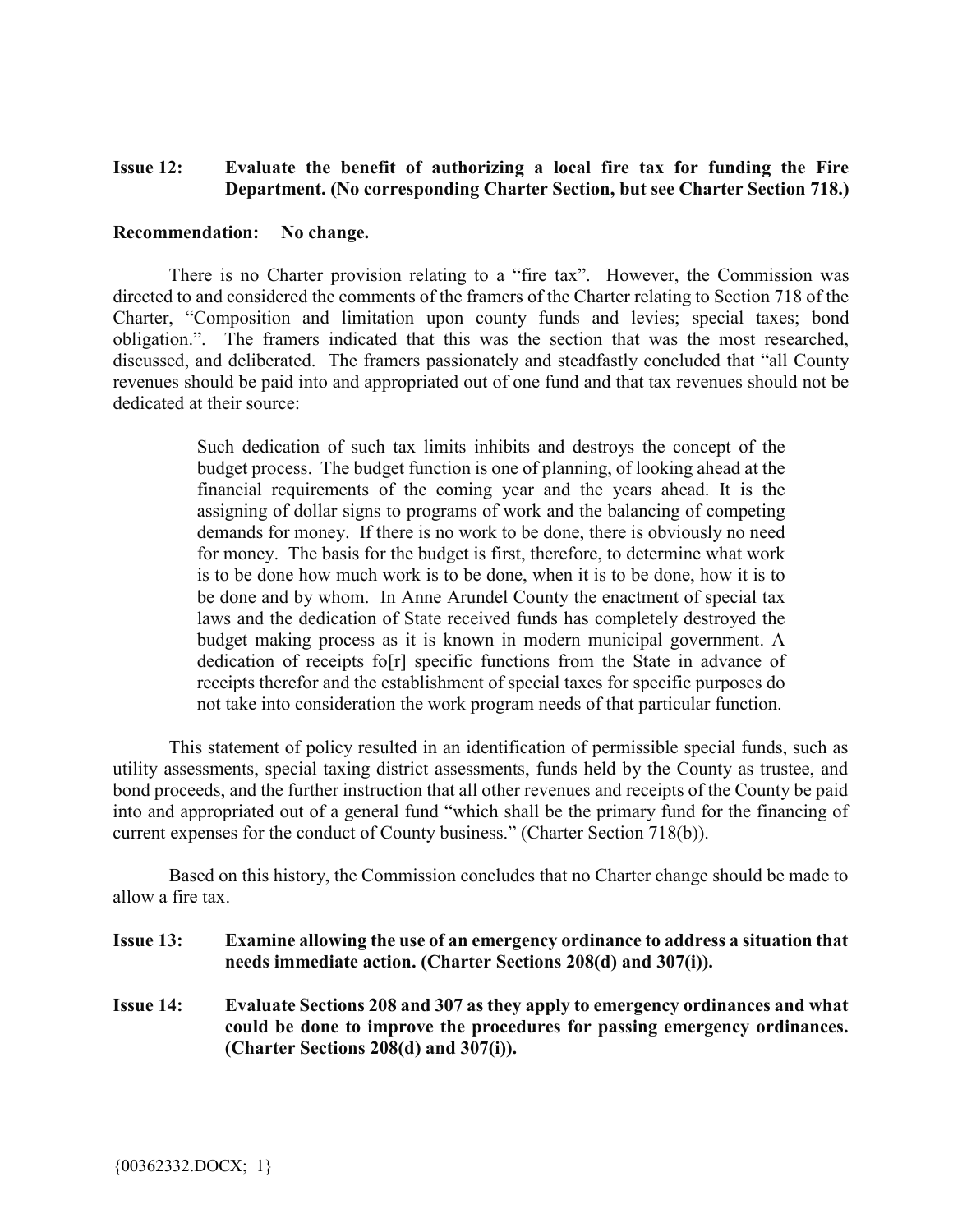**Issue 12: Evaluate the benefit of authorizing a local fire tax for funding the Fire Department. (No corresponding Charter Section, but see Charter Section 718.)**

**Recommendation: No change.**

There is no Charter provision relating to a "fire tax". However, the Commission was directed to and considered the comments of the framers of the Charter relating to Section 718 of the Charter, "Composition and limitation upon county funds and levies; special taxes; bond obligation.". The framers indicated that this was the section that was the most researched, discussed, and deliberated. The framers passionately and steadfastly concluded that "all County revenues should be paid into and appropriated out of one fund and that tax revenues should not be dedicated at their source:

> Such dedication of such tax limits inhibits and destroys the concept of the budget process. The budget function is one of planning, of looking ahead at the financial requirements of the coming year and the years ahead. It is the assigning of dollar signs to programs of work and the balancing of competing demands for money. If there is no work to be done, there is obviously no need for money. The basis for the budget is first, therefore, to determine what work is to be done how much work is to be done, when it is to be done, how it is to be done and by whom. In Anne Arundel County the enactment of special tax laws and the dedication of State received funds has completely destroyed the budget making process as it is known in modern municipal government. A dedication of receipts fo[r] specific functions from the State in advance of receipts therefor and the establishment of special taxes for specific purposes do not take into consideration the work program needs of that particular function.

This statement of policy resulted in an identification of permissible special funds, such as utility assessments, special taxing district assessments, funds held by the County as trustee, and bond proceeds, and the further instruction that all other revenues and receipts of the County be paid into and appropriated out of a general fund "which shall be the primary fund for the financing of current expenses for the conduct of County business." (Charter Section 718(b)).

Based on this history, the Commission concludes that no Charter change should be made to allow a fire tax.

**Issue 13: Examine allowing the use of an emergency ordinance to address a situation that needs immediate action. (Charter Sections 208(d) and 307(i)).**

**Issue 14: Evaluate Sections 208 and 307 as they apply to emergency ordinances and what could be done to improve the procedures for passing emergency ordinances. (Charter Sections 208(d) and 307(i)).**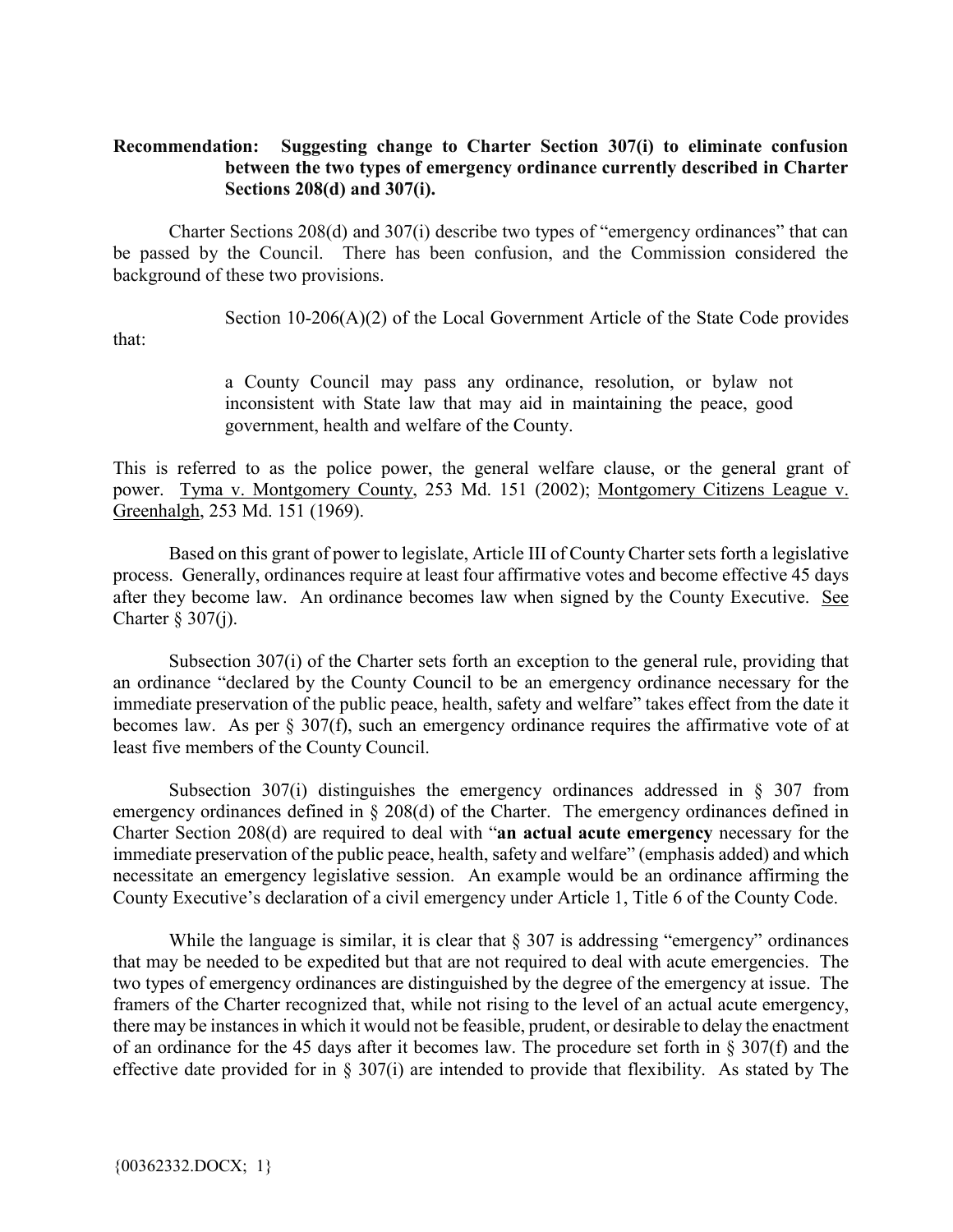**Recommendation: Suggesting change to Charter Section 307(i) to eliminate confusion between the two types of emergency ordinance currently described in Charter Sections 208(d) and 307(i).**

Charter Sections 208(d) and 307(i) describe two types of "emergency ordinances" that can be passed by the Council. There has been confusion, and the Commission considered the background of these two provisions.

Section 10-206(A)(2) of the Local Government Article of the State Code provides that:

> a County Council may pass any ordinance, resolution, or bylaw not inconsistent with State law that may aid in maintaining the peace, good government, health and welfare of the County.

This is referred to as the police power, the general welfare clause, or the general grant of power. Tyma v. Montgomery County, 253 Md. 151 (2002); Montgomery Citizens League v. Greenhalgh, 253 Md. 151 (1969).

Based on this grant of power to legislate, Article III of County Charter sets forth a legislative process. Generally, ordinances require at least four affirmative votes and become effective 45 days after they become law. An ordinance becomes law when signed by the County Executive. See Charter § 307(j).

Subsection 307(i) of the Charter sets forth an exception to the general rule, providing that an ordinance "declared by the County Council to be an emergency ordinance necessary for the immediate preservation of the public peace, health, safety and welfare" takes effect from the date it becomes law. As per § 307(f), such an emergency ordinance requires the affirmative vote of at least five members of the County Council.

Subsection 307(i) distinguishes the emergency ordinances addressed in § 307 from emergency ordinances defined in § 208(d) of the Charter. The emergency ordinances defined in Charter Section 208(d) are required to deal with "**an actual acute emergency** necessary for the immediate preservation of the public peace, health, safety and welfare" (emphasis added) and which necessitate an emergency legislative session. An example would be an ordinance affirming the County Executive's declaration of a civil emergency under Article 1, Title 6 of the County Code.

While the language is similar, it is clear that § 307 is addressing "emergency" ordinances that may be needed to be expedited but that are not required to deal with acute emergencies. The two types of emergency ordinances are distinguished by the degree of the emergency at issue. The framers of the Charter recognized that, while not rising to the level of an actual acute emergency, there may be instances in which it would not be feasible, prudent, or desirable to delay the enactment of an ordinance for the 45 days after it becomes law. The procedure set forth in § 307(f) and the effective date provided for in § 307(i) are intended to provide that flexibility. As stated by The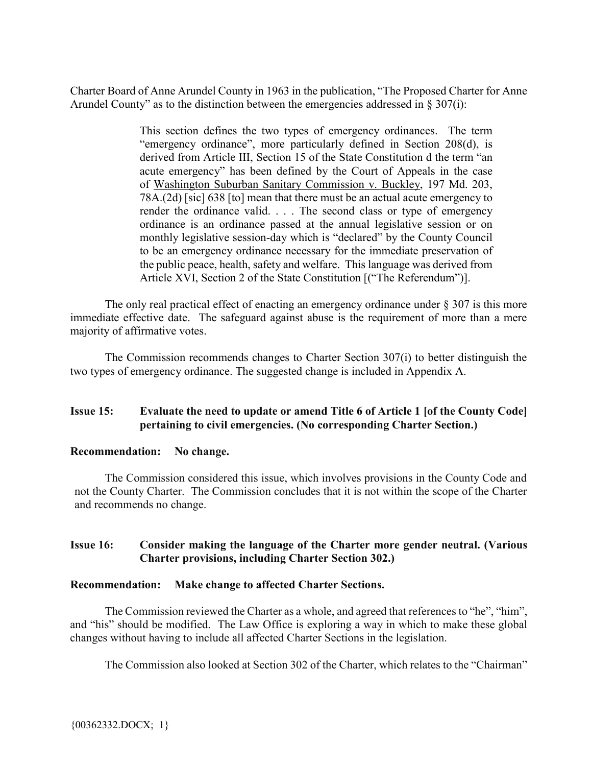Charter Board of Anne Arundel County in 1963 in the publication, "The Proposed Charter for Anne Arundel County" as to the distinction between the emergencies addressed in § 307(i):

> This section defines the two types of emergency ordinances. The term "emergency ordinance", more particularly defined in Section 208(d), is derived from Article III, Section 15 of the State Constitution d the term "an acute emergency" has been defined by the Court of Appeals in the case of <u>Washington Suburban Sanitary Commission v. Buckley</u>, 197 Md. 203, 78A.(2d) [sic] 638 [to] mean that there must be an actual acute emergency to render the ordinance valid. . . . The second class or type of emergency ordinance is an ordinance passed at the annual legislative session or on monthly legislative session-day which is "declared" by the County Council to be an emergency ordinance necessary for the immediate preservation of the public peace, health, safety and welfare. This language was derived from Article XVI, Section 2 of the State Constitution [("The Referendum")].

The only real practical effect of enacting an emergency ordinance under § 307 is this more immediate effective date. The safeguard against abuse is the requirement of more than a mere majority of affirmative votes.

The Commission recommends changes to Charter Section 307(i) to better distinguish the two types of emergency ordinance. The suggested change is included in Appendix A.

**Issue 15: Evaluate the need to update or amend Title 6 of Article 1 [of the County Code] pertaining to civil emergencies. (No corresponding Charter Section.)**

**Recommendation: No change.**

The Commission considered this issue, which involves provisions in the County Code and not the County Charter. The Commission concludes that it is not within the scope of the Charter and recommends no change.

**Issue 16: Consider making the language of the Charter more gender neutral. (Various Charter provisions, including Charter Section 302.)**

**Recommendation: Make change to affected Charter Sections.**

The Commission reviewed the Charter as a whole, and agreed that references to "he", "him", and "his" should be modified. The Law Office is exploring a way in which to make these global changes without having to include all affected Charter Sections in the legislation.

The Commission also looked at Section 302 of the Charter, which relates to the "Chairman"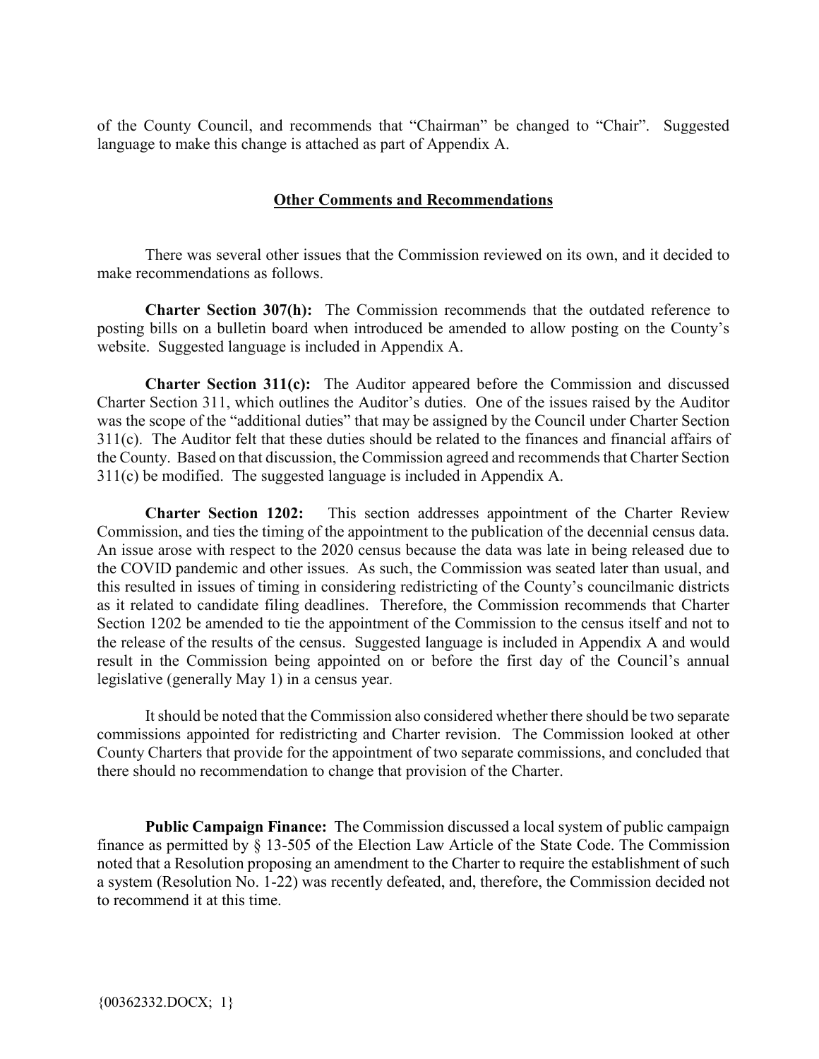of the County Council, and recommends that "Chairman" be changed to "Chair". Suggested language to make this change is attached as part of Appendix A.

## **Other Comments and Recommendations**

There was several other issues that the Commission reviewed on its own, and it decided to make recommendations as follows.

**Charter Section 307(h):** The Commission recommends that the outdated reference to posting bills on a bulletin board when introduced be amended to allow posting on the County's website. Suggested language is included in Appendix A.

**Charter Section 311(c):** The Auditor appeared before the Commission and discussed Charter Section 311, which outlines the Auditor's duties. One of the issues raised by the Auditor was the scope of the "additional duties" that may be assigned by the Council under Charter Section 311(c). The Auditor felt that these duties should be related to the finances and financial affairs of the County. Based on that discussion, the Commission agreed and recommends that Charter Section 311(c) be modified. The suggested language is included in Appendix A.

**Charter Section 1202:** This section addresses appointment of the Charter Review Commission, and ties the timing of the appointment to the publication of the decennial census data. An issue arose with respect to the 2020 census because the data was late in being released due to the COVID pandemic and other issues. As such, the Commission was seated later than usual, and this resulted in issues of timing in considering redistricting of the County's councilmanic districts as it related to candidate filing deadlines. Therefore, the Commission recommends that Charter Section 1202 be amended to tie the appointment of the Commission to the census itself and not to the release of the results of the census. Suggested language is included in Appendix A and would result in the Commission being appointed on or before the first day of the Council's annual legislative (generally May 1) in a census year.

It should be noted that the Commission also considered whether there should be two separate commissions appointed for redistricting and Charter revision. The Commission looked at other County Charters that provide for the appointment of two separate commissions, and concluded that there should no recommendation to change that provision of the Charter.

**Public Campaign Finance:** The Commission discussed a local system of public campaign finance as permitted by § 13-505 of the Election Law Article of the State Code. The Commission noted that a Resolution proposing an amendment to the Charter to require the establishment of such a system (Resolution No. 1-22) was recently defeated, and, therefore, the Commission decided not to recommend it at this time.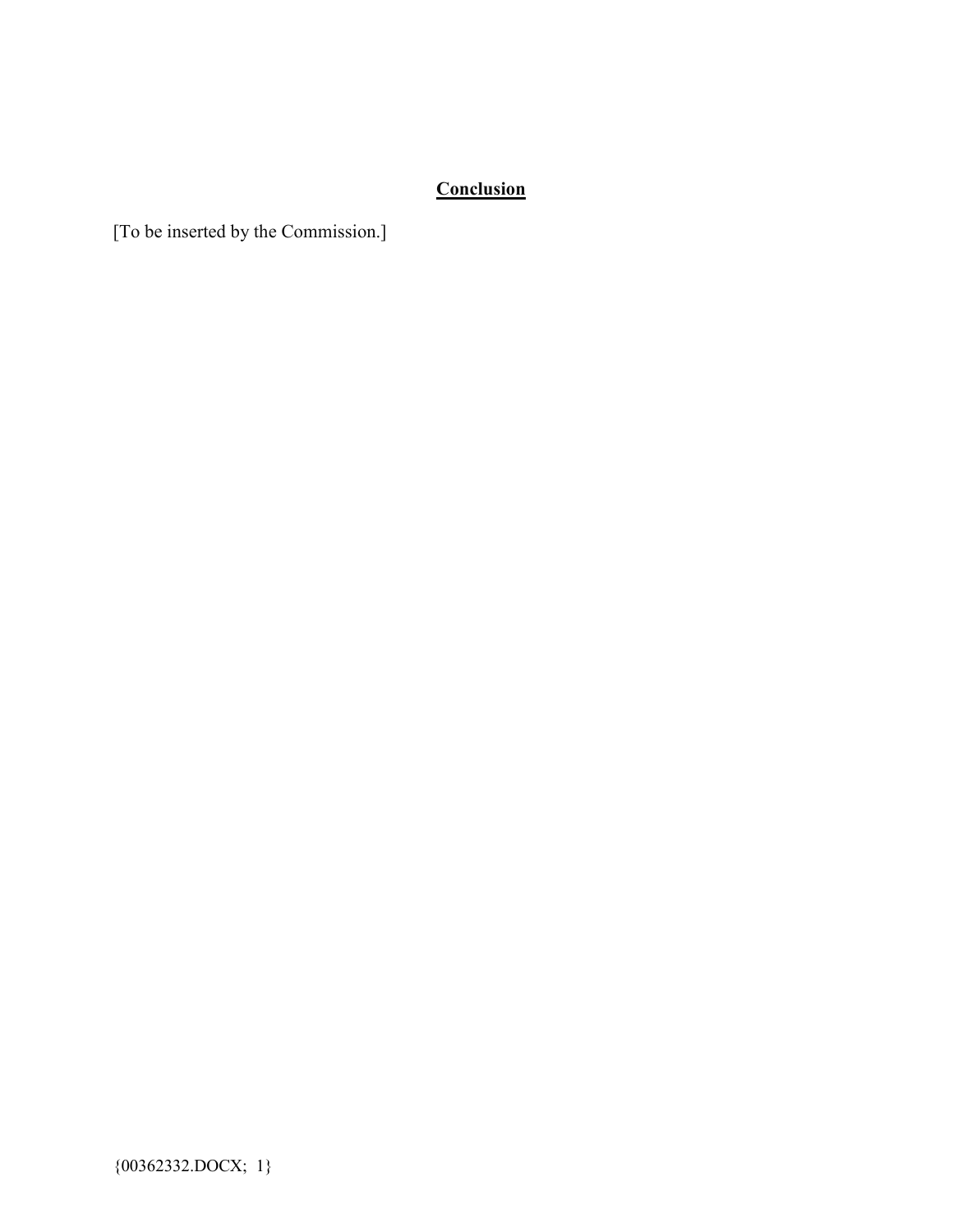## Conclusion

[To be inserted by the Commission.]

{00362332.DOCX; 1}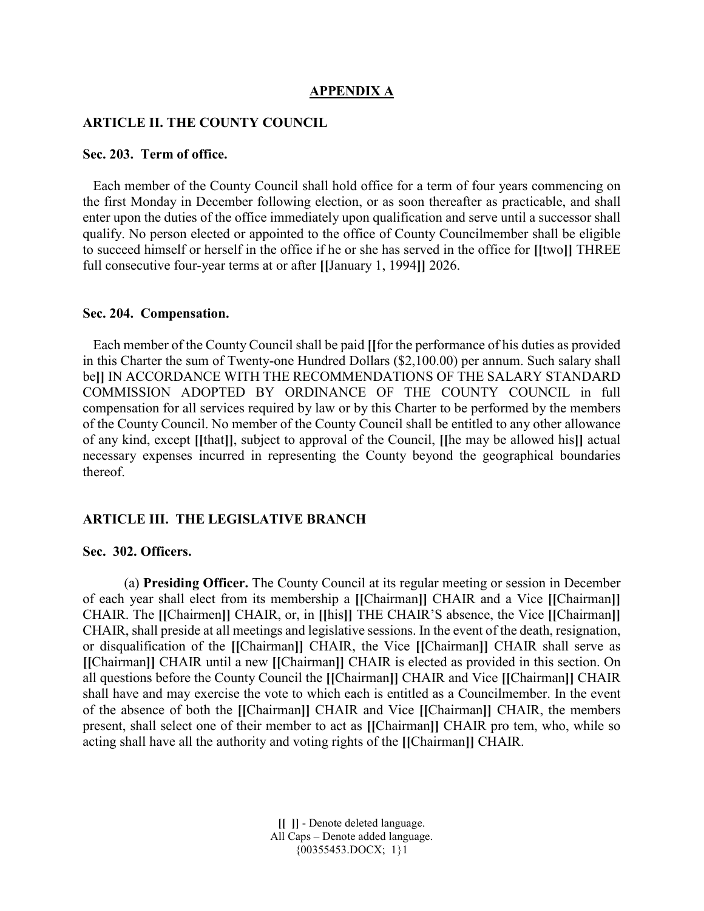## APPENDIX A

### ARTICLE II. THE COUNTY COUNCIL

**Sec. 203. Term of office.**

Each member of the County Council shall hold office for a term of four years commencing on the first Monday in December following election, or as soon thereafter as practicable, and shall enter upon the duties of the office immediately upon qualification and serve until a successor shall qualify. No person elected or appointed to the office of County Councilmember shall be eligible to succeed himself or herself in the office if he or she has served in the office for **[[**two**]]** THREE full consecutive four-year terms at or after **[[**January 1, 1994**]]** 2026.

**Sec. 204. Compensation.**

Each member of the County Council shall be paid **[[**for the performance of his duties as provided in this Charter the sum of Twenty-one Hundred Dollars ($2,100.00) per annum. Such salary shall be**]]** IN ACCORDANCE WITH THE RECOMMENDATIONS OF THE SALARY STANDARD COMMISSION ADOPTED BY ORDINANCE OF THE COUNTY COUNCIL in full compensation for all services required by law or by this Charter to be performed by the members of the County Council. No member of the County Council shall be entitled to any other allowance of any kind, except **[[**that**]]**, subject to approval of the Council, **[[**he may be allowed his**]]** actual necessary expenses incurred in representing the County beyond the geographical boundaries thereof.

### ARTICLE III. THE LEGISLATIVE BRANCH

**Sec. 302. Officers.**

(a) **Presiding Officer.** The County Council at its regular meeting or session in December of each year shall elect from its membership a **[[**Chairman**]]** CHAIR and a Vice **[[**Chairman**]]** CHAIR. The **[[**Chairmen**]]** CHAIR, or, in **[[**his**]]** THE CHAIR'S absence, the Vice **[[**Chairman**]]** CHAIR, shall preside at all meetings and legislative sessions. In the event of the death, resignation, or disqualification of the **[[**Chairman**]]** CHAIR, the Vice **[[**Chairman**]]** CHAIR shall serve as **[[**Chairman**]]** CHAIR until a new **[[**Chairman**]]** CHAIR is elected as provided in this section. On all questions before the County Council the **[[**Chairman**]]** CHAIR and Vice **[[**Chairman**]]** CHAIR shall have and may exercise the vote to which each is entitled as a Councilmember. In the event of the absence of both the **[[**Chairman**]]** CHAIR and Vice **[[**Chairman**]]** CHAIR, the members present, shall select one of their member to act as **[[**Chairman**]]** CHAIR pro tem, who, while so acting shall have all the authority and voting rights of the **[[**Chairman**]]** CHAIR.

**[[ ]]** - Denote deleted language.
All Caps – Denote added language.
{00355453.DOCX; 1}1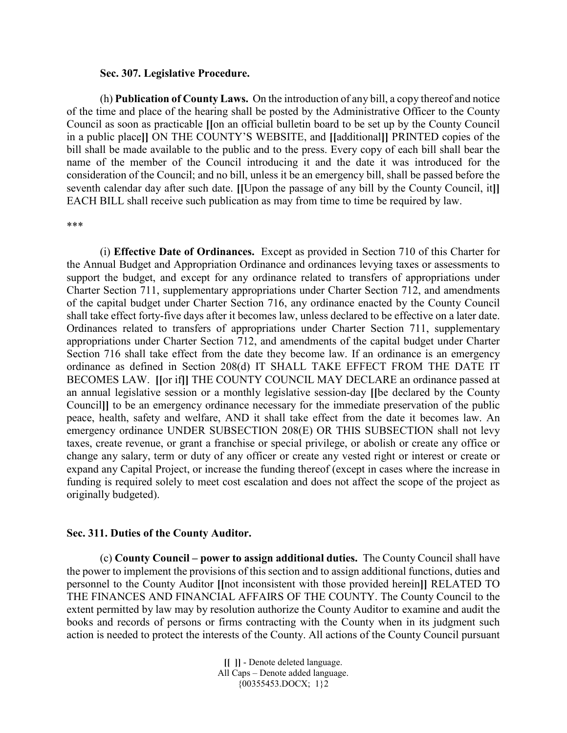**Sec. 307. Legislative Procedure.**

(h) **Publication of County Laws.** On the introduction of any bill, a copy thereof and notice of the time and place of the hearing shall be posted by the Administrative Officer to the County Council as soon as practicable **[[**on an official bulletin board to be set up by the County Council in a public place**]]** ON THE COUNTY'S WEBSITE, and **[[**additional**]]** PRINTED copies of the bill shall be made available to the public and to the press. Every copy of each bill shall bear the name of the member of the Council introducing it and the date it was introduced for the consideration of the Council; and no bill, unless it be an emergency bill, shall be passed before the seventh calendar day after such date. **[[**Upon the passage of any bill by the County Council, it**]]** EACH BILL shall receive such publication as may from time to time be required by law.

***

(i) **Effective Date of Ordinances.** Except as provided in Section 710 of this Charter for the Annual Budget and Appropriation Ordinance and ordinances levying taxes or assessments to support the budget, and except for any ordinance related to transfers of appropriations under Charter Section 711, supplementary appropriations under Charter Section 712, and amendments of the capital budget under Charter Section 716, any ordinance enacted by the County Council shall take effect forty-five days after it becomes law, unless declared to be effective on a later date. Ordinances related to transfers of appropriations under Charter Section 711, supplementary appropriations under Charter Section 712, and amendments of the capital budget under Charter Section 716 shall take effect from the date they become law. If an ordinance is an emergency ordinance as defined in Section 208(d) IT SHALL TAKE EFFECT FROM THE DATE IT BECOMES LAW. **[[**or if**]]** THE COUNTY COUNCIL MAY DECLARE an ordinance passed at an annual legislative session or a monthly legislative session-day **[[**be declared by the County Council**]]** to be an emergency ordinance necessary for the immediate preservation of the public peace, health, safety and welfare, AND it shall take effect from the date it becomes law. An emergency ordinance UNDER SUBSECTION 208(E) OR THIS SUBSECTION shall not levy taxes, create revenue, or grant a franchise or special privilege, or abolish or create any office or change any salary, term or duty of any officer or create any vested right or interest or create or expand any Capital Project, or increase the funding thereof (except in cases where the increase in funding is required solely to meet cost escalation and does not affect the scope of the project as originally budgeted).

**Sec. 311. Duties of the County Auditor.**

(c) **County Council – power to assign additional duties.** The County Council shall have the power to implement the provisions of this section and to assign additional functions, duties and personnel to the County Auditor **[[**not inconsistent with those provided herein**]]** RELATED TO THE FINANCES AND FINANCIAL AFFAIRS OF THE COUNTY. The County Council to the extent permitted by law may by resolution authorize the County Auditor to examine and audit the books and records of persons or firms contracting with the County when in its judgment such action is needed to protect the interests of the County. All actions of the County Council pursuant

**[[ ]]** - Denote deleted language.
All Caps – Denote added language.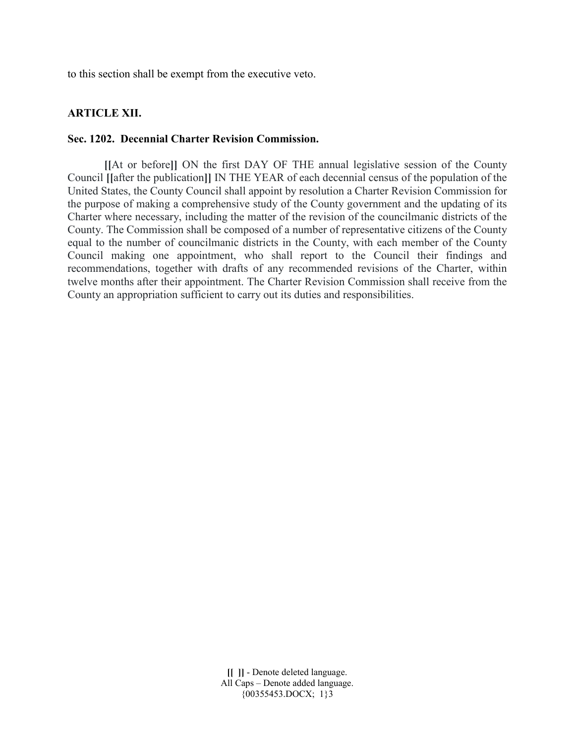to this section shall be exempt from the executive veto.

**ARTICLE XII.**

**Sec. 1202. Decennial Charter Revision Commission.**

**[[**At or before**]]** ON the first DAY OF THE annual legislative session of the County Council **[[**after the publication**]]** IN THE YEAR of each decennial census of the population of the United States, the County Council shall appoint by resolution a Charter Revision Commission for the purpose of making a comprehensive study of the County government and the updating of its Charter where necessary, including the matter of the revision of the councilmanic districts of the County. The Commission shall be composed of a number of representative citizens of the County equal to the number of councilmanic districts in the County, with each member of the County Council making one appointment, who shall report to the Council their findings and recommendations, together with drafts of any recommended revisions of the Charter, within twelve months after their appointment. The Charter Revision Commission shall receive from the County an appropriation sufficient to carry out its duties and responsibilities.

**[[ ]]** - Denote deleted language.
All Caps – Denote added language.